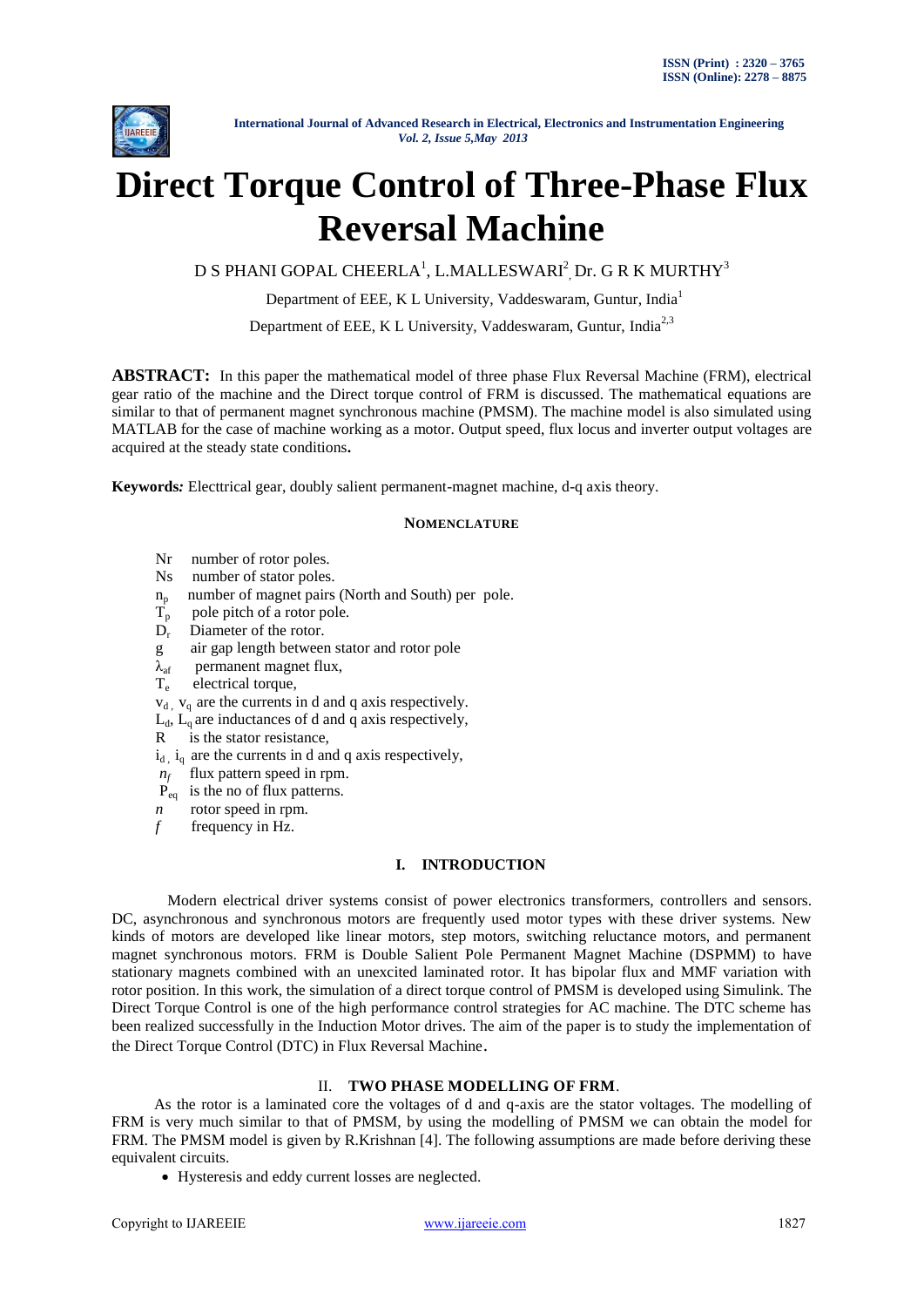# Direct Torque Control of Three-Phase Flux Reversal Machine

D S PHANI GOPAL CHEERLA[1], L.MALLESWARI[2], Dr. G R K MURTHY[3]

Department of EEE, K L University, Vaddeswaram, Guntur, India[1]

Department of EEE, K L University, Vaddeswaram, Guntur, India[2,3]

**ABSTRACT:** In this paper the mathematical model of three phase Flux Reversal Machine (FRM), electrical gear ratio of the machine and the Direct torque control of FRM is discussed. The mathematical equations are similar to that of permanent magnet synchronous machine (PMSM). The machine model is also simulated using MATLAB for the case of machine working as a motor. Output speed, flux locus and inverter output voltages are acquired at the steady state conditions**.**

**Keywords***:* Electtrical gear, doubly salient permanent-magnet machine, d-q axis theory.

**NOMENCLATURE**

- Nr number of rotor poles.
- Ns number of stator poles.
- $n_p$ number of magnet pairs (North and South) per pole.
- $T_p$ pole pitch of a rotor pole.
- $D_r$ Diameter of the rotor.
- g air gap length between stator and rotor pole
- $\lambda_{af}$ permanent magnet flux,
- $T_e$ electrical torque,
- $v_d$, $v_q$ are the currents in d and q axis respectively.
- $L_d$, $L_q$ are inductances of d and q axis respectively,
- R is the stator resistance,
- $i_d$, $i_q$ are the currents in d and q axis respectively,
- $n_f$ flux pattern speed in rpm.
- $P_{eq}$ is the no of flux patterns.
- $n$ rotor speed in rpm.
- $f$ frequency in Hz.

## I. INTRODUCTION

Modern electrical driver systems consist of power electronics transformers, controllers and sensors. DC, asynchronous and synchronous motors are frequently used motor types with these driver systems. New kinds of motors are developed like linear motors, step motors, switching reluctance motors, and permanent magnet synchronous motors. FRM is Double Salient Pole Permanent Magnet Machine (DSPMM) to have stationary magnets combined with an unexcited laminated rotor. It has bipolar flux and MMF variation with rotor position. In this work, the simulation of a direct torque control of PMSM is developed using Simulink. The Direct Torque Control is one of the high performance control strategies for AC machine. The DTC scheme has been realized successfully in the Induction Motor drives. The aim of the paper is to study the implementation of the Direct Torque Control (DTC) in Flux Reversal Machine.

## II. TWO PHASE MODELLING OF FRM.

As the rotor is a laminated core the voltages of d and q-axis are the stator voltages. The modelling of FRM is very much similar to that of PMSM, by using the modelling of PMSM we can obtain the model for FRM. The PMSM model is given by R.Krishnan [4]. The following assumptions are made before deriving these equivalent circuits.

- Hysteresis and eddy current losses are neglected.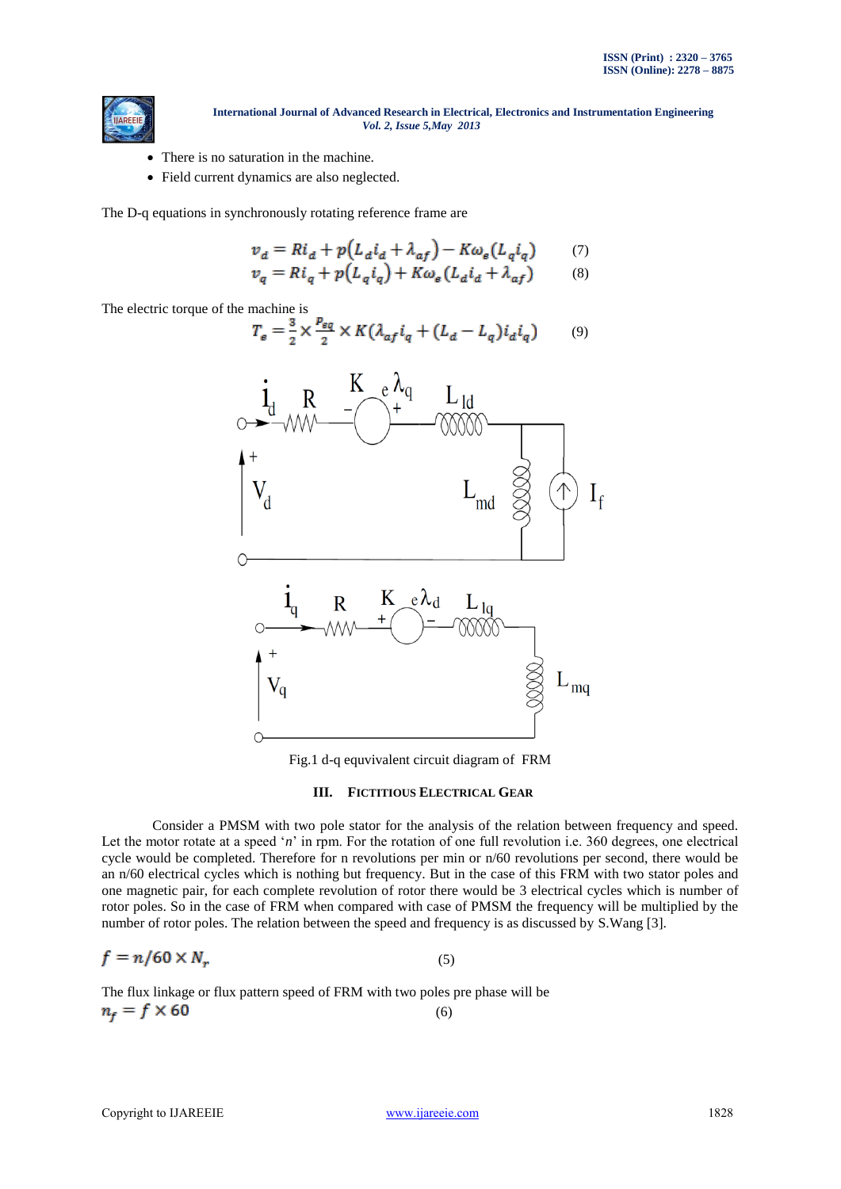- There is no saturation in the machine.
- Field current dynamics are also neglected.

The D-q equations in synchronously rotating reference frame are

$$v_d = Ri_d + p(L_d i_d + \lambda_{af}) - K\omega_e(L_q i_q) \quad (7)$$

$$v_q = Ri_q + p(L_q i_q) + K\omega_e(L_d i_d + \lambda_{af}) \quad (8)$$

The electric torque of the machine is

$$T_e = \frac{3}{2} \times \frac{P_{eq}}{2} \times K(\lambda_{af} i_q + (L_d - L_q) i_d i_q) \quad (9)$$

Fig.1 d-q equvivalent circuit diagram of FRM

## III. Fictitious Electrical Gear

Consider a PMSM with two pole stator for the analysis of the relation between frequency and speed. Let the motor rotate at a speed '*n*' in rpm. For the rotation of one full revolution i.e. 360 degrees, one electrical cycle would be completed. Therefore for n revolutions per min or n/60 revolutions per second, there would be an n/60 electrical cycles which is nothing but frequency. But in the case of this FRM with two stator poles and one magnetic pair, for each complete revolution of rotor there would be 3 electrical cycles which is number of rotor poles. So in the case of FRM when compared with case of PMSM the frequency will be multiplied by the number of rotor poles. The relation between the speed and frequency is as discussed by S.Wang [3].

$$f = n/60 \times N_r \quad (5)$$

The flux linkage or flux pattern speed of FRM with two poles pre phase will be

$$n_f = f \times 60 \quad (6)$$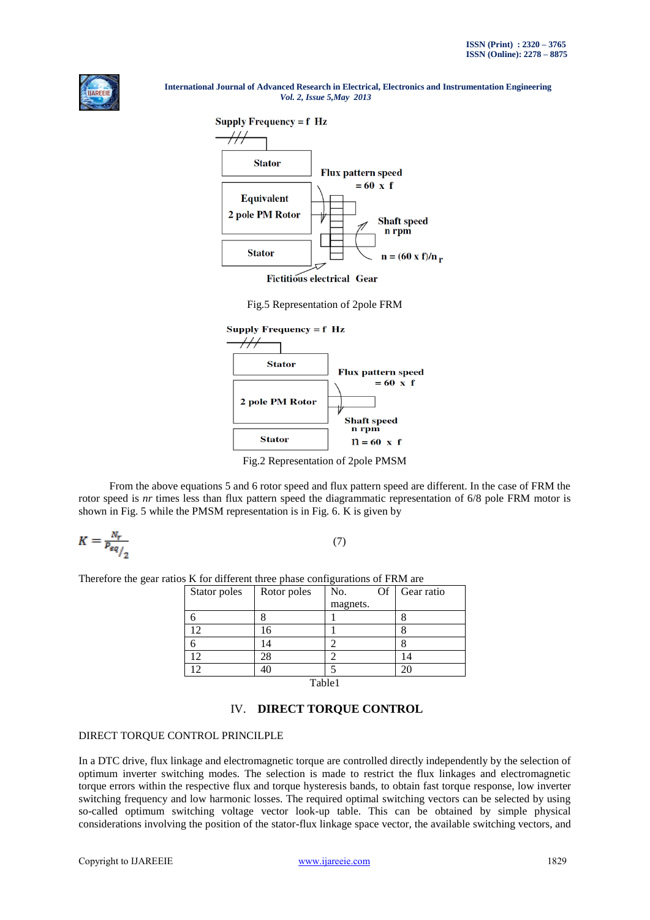Supply Frequency = f Hz

Stator

Flux pattern speed = 60 x f

Equivalent 2 pole PM Rotor

Shaft speed n rpm

Stator

n = (60 x f)/n r

Fictitious electrical Gear

Fig.5 Representation of 2pole FRM

Supply Frequency = f Hz

Stator

Flux pattern speed = 60 x f

2 pole PM Rotor

Shaft speed n rpm

Stator

n = 60 x f

Fig.2 Representation of 2pole PMSM

From the above equations 5 and 6 rotor speed and flux pattern speed are different. In the case of FRM the rotor speed is *nr* times less than flux pattern speed the diagrammatic representation of 6/8 pole FRM motor is shown in Fig. 5 while the PMSM representation is in Fig. 6. K is given by

$$K = \frac{N_r}{P_{eq}/2} \qquad (7)$$

Therefore the gear ratios K for different three phase configurations of FRM are

| Stator poles | Rotor poles | No. Of magnets. | Gear ratio |
|---|---|---|---|
| 6 | 8 | 1 | 8 |
| 12 | 16 | 1 | 8 |
| 6 | 14 | 2 | 8 |
| 12 | 28 | 2 | 14 |
| 12 | 40 | 5 | 20 |

Table1

## IV. DIRECT TORQUE CONTROL

DIRECT TORQUE CONTROL PRINCILPLE

In a DTC drive, flux linkage and electromagnetic torque are controlled directly independently by the selection of optimum inverter switching modes. The selection is made to restrict the flux linkages and electromagnetic torque errors within the respective flux and torque hysteresis bands, to obtain fast torque response, low inverter switching frequency and low harmonic losses. The required optimal switching vectors can be selected by using so-called optimum switching voltage vector look-up table. This can be obtained by simple physical considerations involving the position of the stator-flux linkage space vector, the available switching vectors, and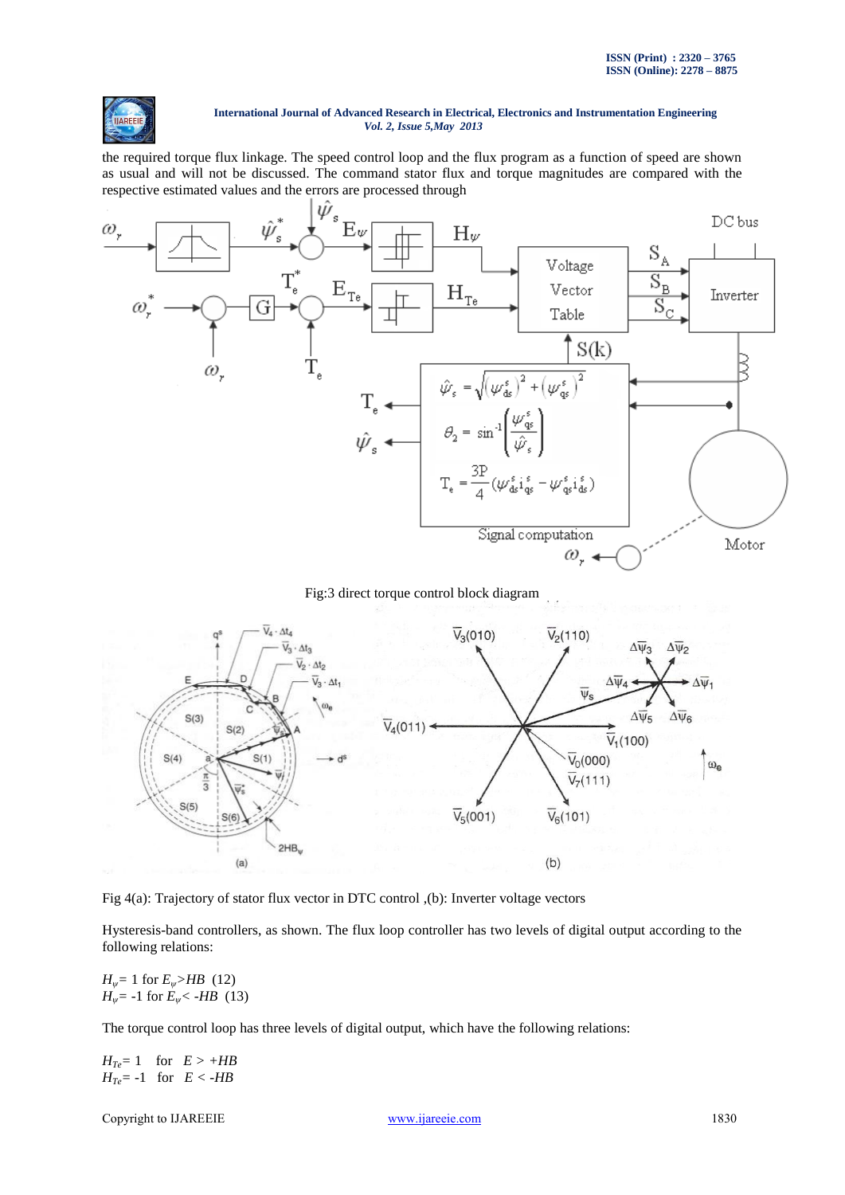the required torque flux linkage. The speed control loop and the flux program as a function of speed are shown as usual and will not be discussed. The command stator flux and torque magnitudes are compared with the respective estimated values and the errors are processed through

Fig:3 direct torque control block diagram

Fig 4(a): Trajectory of stator flux vector in DTC control ,(b): Inverter voltage vectors

Hysteresis-band controllers, as shown. The flux loop controller has two levels of digital output according to the following relations:

$H_{\psi}$= 1 for $E_{\psi}>HB$ (12)
$H_{\psi}$= -1 for $E_{\psi}< -HB$ (13)

The torque control loop has three levels of digital output, which have the following relations:

$H_{Te}$= 1 for $E > +HB$
$H_{Te}$= -1 for $E < -HB$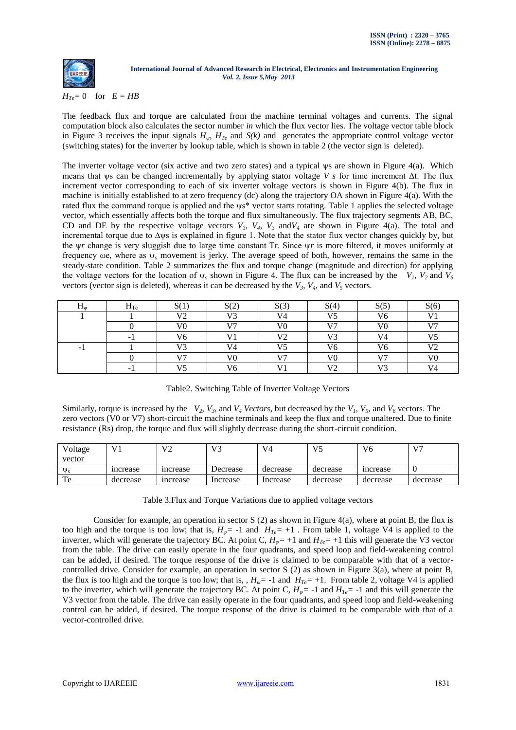$H_{Te} = 0$ for $E = HB$

The feedback flux and torque are calculated from the machine terminal voltages and currents. The signal computation block also calculates the sector number *in* which the flux vector lies. The voltage vector table block in Figure 3 receives the input signals $H_\psi$, $H_{Te}$ and $S(k)$ and generates the appropriate control voltage vector (switching states) for the inverter by lookup table, which is shown in table 2 (the vector sign is deleted).

The inverter voltage vector (six active and two zero states) and a typical ψs are shown in Figure 4(a). Which means that ψs can be changed incrementally by applying stator voltage $V\ s$ for time increment Δt. The flux increment vector corresponding to each of six inverter voltage vectors is shown in Figure 4(b). The flux in machine is initially established to at zero frequency (dc) along the trajectory OA shown in Figure 4(a). With the rated flux the command torque is applied and the ψs* vector starts rotating. Table 1 applies the selected voltage vector, which essentially affects both the torque and flux simultaneously. The flux trajectory segments AB, BC, CD and DE by the respective voltage vectors $V_3$, $V_4$, $V_3$ and $V_4$ are shown in Figure 4(a). The total and incremental torque due to Δψs is explained in figure 1. Note that the stator flux vector changes quickly by, but the ψ*r* change is very sluggish due to large time constant Tr. Since ψ*r* is more filtered, it moves uniformly at frequency ωe, where as $\psi_s$ movement is jerky. The average speed of both, however, remains the same in the steady-state condition. Table 2 summarizes the flux and torque change (magnitude and direction) for applying the voltage vectors for the location of $\psi_s$ shown in Figure 4. The flux can be increased by the $V_1$, $V_2$ and $V_6$ vectors (vector sign is deleted), whereas it can be decreased by the $V_3$, $V_4$, and $V_5$ vectors.

| $H_\psi$ | $H_{Te}$ | S(1) | S(2) | S(3) | S(4) | S(5) | S(6) |
|---|---|---|---|---|---|---|---|
| 1 | 1 | V2 | V3 | V4 | V5 | V6 | V1 |
| | 0 | V0 | V7 | V0 | V7 | V0 | V7 |
| | -1 | V6 | V1 | V2 | V3 | V4 | V5 |
| -1 | 1 | V3 | V4 | V5 | V6 | V6 | V2 |
| | 0 | V7 | V0 | V7 | V0 | V7 | V0 |
| | -1 | V5 | V6 | V1 | V2 | V3 | V4 |

Table2. Switching Table of Inverter Voltage Vectors

Similarly, torque is increased by the $V_2$, $V_3$, and $V_4$ *Vectors*, but decreased by the $V_1$, $V_5$, and $V_6$ vectors. The zero vectors (V0 or V7) short-circuit the machine terminals and keep the flux and torque unaltered. Due to finite resistance (Rs) drop, the torque and flux will slightly decrease during the short-circuit condition.

| Voltage vector | V1 | V2 | V3 | V4 | V5 | V6 | V7 |
|---|---|---|---|---|---|---|---|
| $\psi_s$ | increase | increase | Decrease | decrease | decrease | increase | 0 |
| Te | decrease | increase | Increase | Increase | decrease | decrease | decrease |

Table 3.Flux and Torque Variations due to applied voltage vectors

Consider for example, an operation in sector S (2) as shown in Figure 4(a), where at point B, the flux is too high and the torque is too low; that is, $H_\psi = -1$ and $H_{Te} = +1$ . From table 1, voltage V4 is applied to the inverter, which will generate the trajectory BC. At point C, $H_\psi = +1$ and $H_{Te} = +1$ this will generate the V3 vector from the table. The drive can easily operate in the four quadrants, and speed loop and field-weakening control can be added, if desired. The torque response of the drive is claimed to be comparable with that of a vector-controlled drive. Consider for example, an operation in sector S (2) as shown in Figure 3(a), where at point B, the flux is too high and the torque is too low; that is, , $H_\psi = -1$ and $H_{Te} = +1$. From table 2, voltage V4 is applied to the inverter, which will generate the trajectory BC. At point C, $H_\psi = -1$ and $H_{Te} = -1$ and this will generate the V3 vector from the table. The drive can easily operate in the four quadrants, and speed loop and field-weakening control can be added, if desired. The torque response of the drive is claimed to be comparable with that of a vector-controlled drive.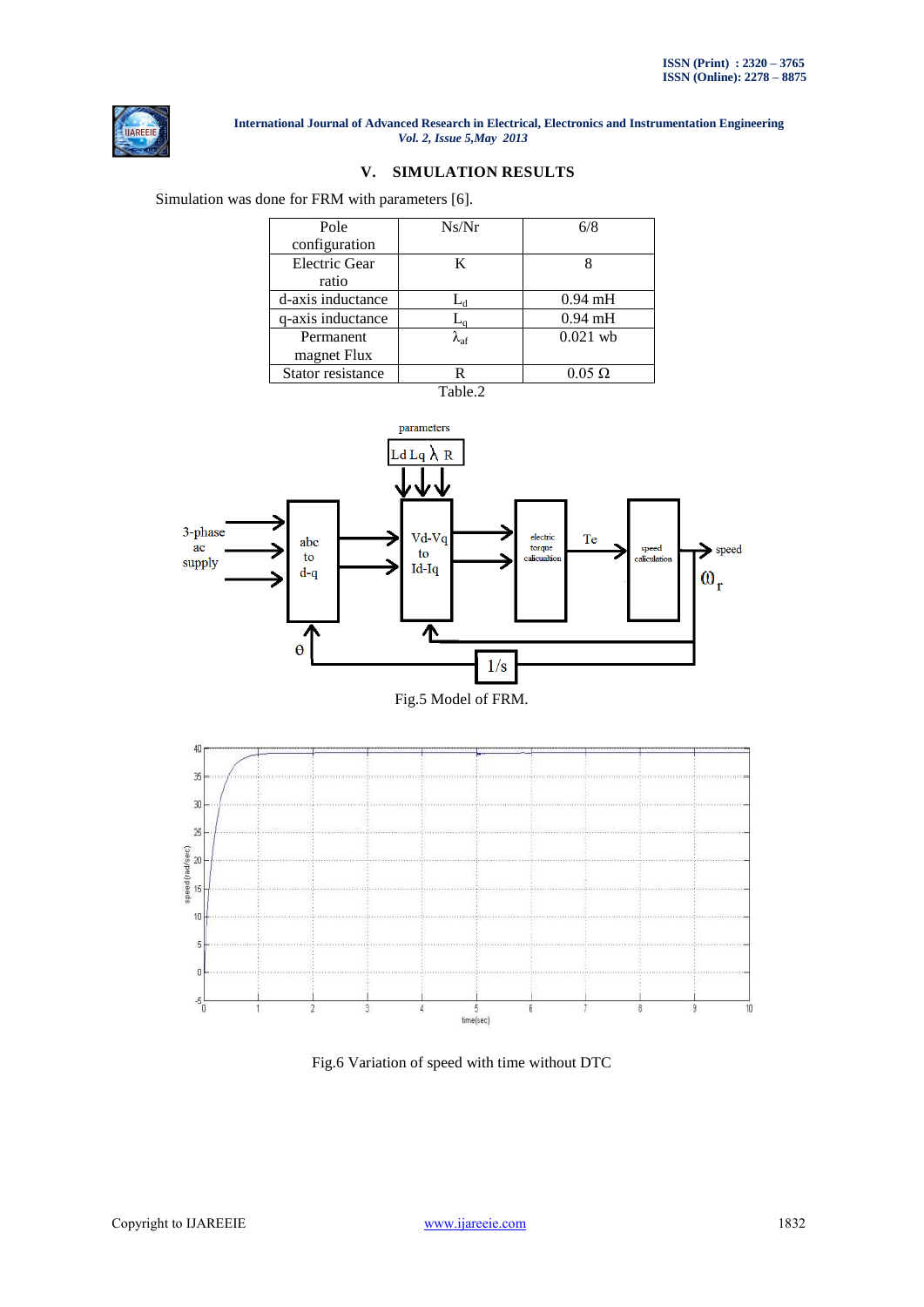## V. SIMULATION RESULTS

Simulation was done for FRM with parameters [6].

| Pole configuration | Ns/Nr | 6/8 |
|---|---|---|
| Electric Gear ratio | K | 8 |
| d-axis inductance | $L_d$ | 0.94 mH |
| q-axis inductance | $L_q$ | 0.94 mH |
| Permanent magnet Flux | $\lambda_{af}$ | 0.021 wb |
| Stator resistance | R | 0.05 Ω |

Table.2

Fig.5 Model of FRM.

Fig.6 Variation of speed with time without DTC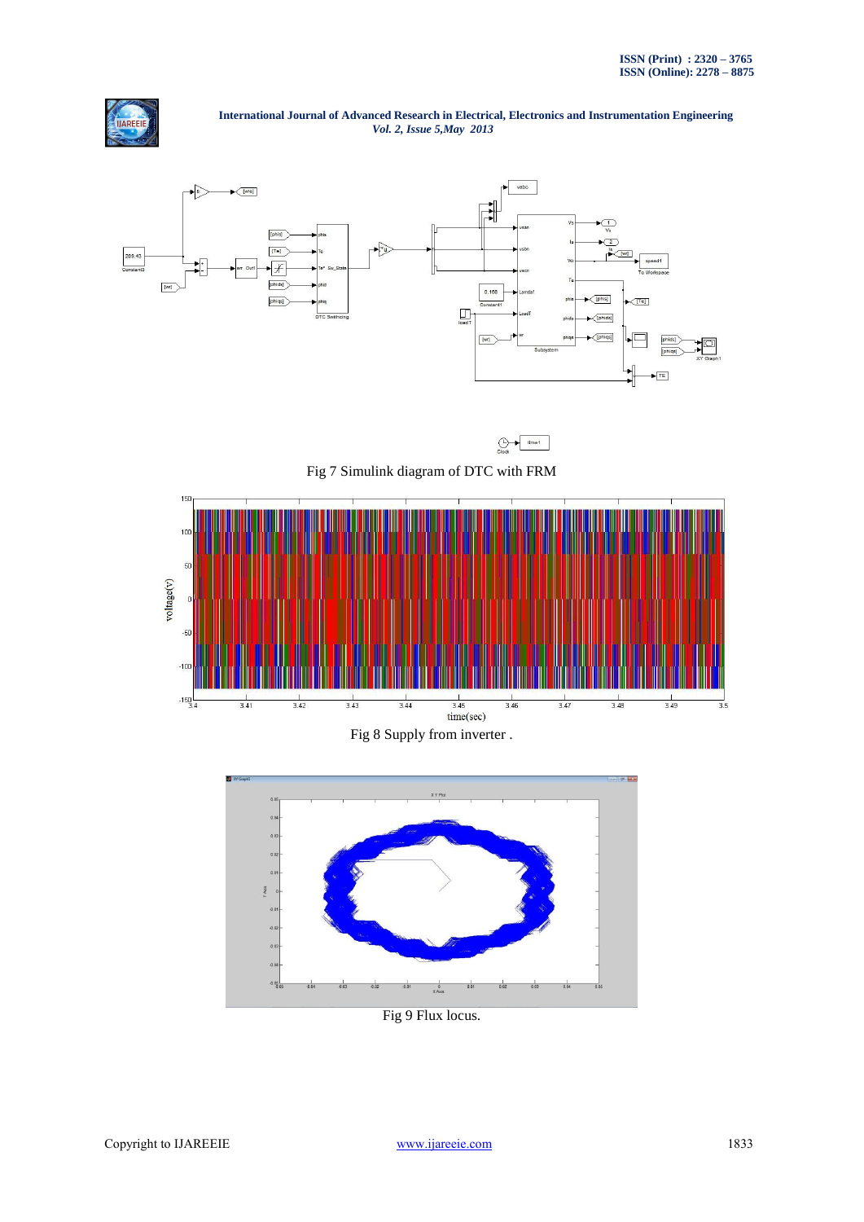Fig 7 Simulink diagram of DTC with FRM

Fig 8 Supply from inverter .

Fig 9 Flux locus.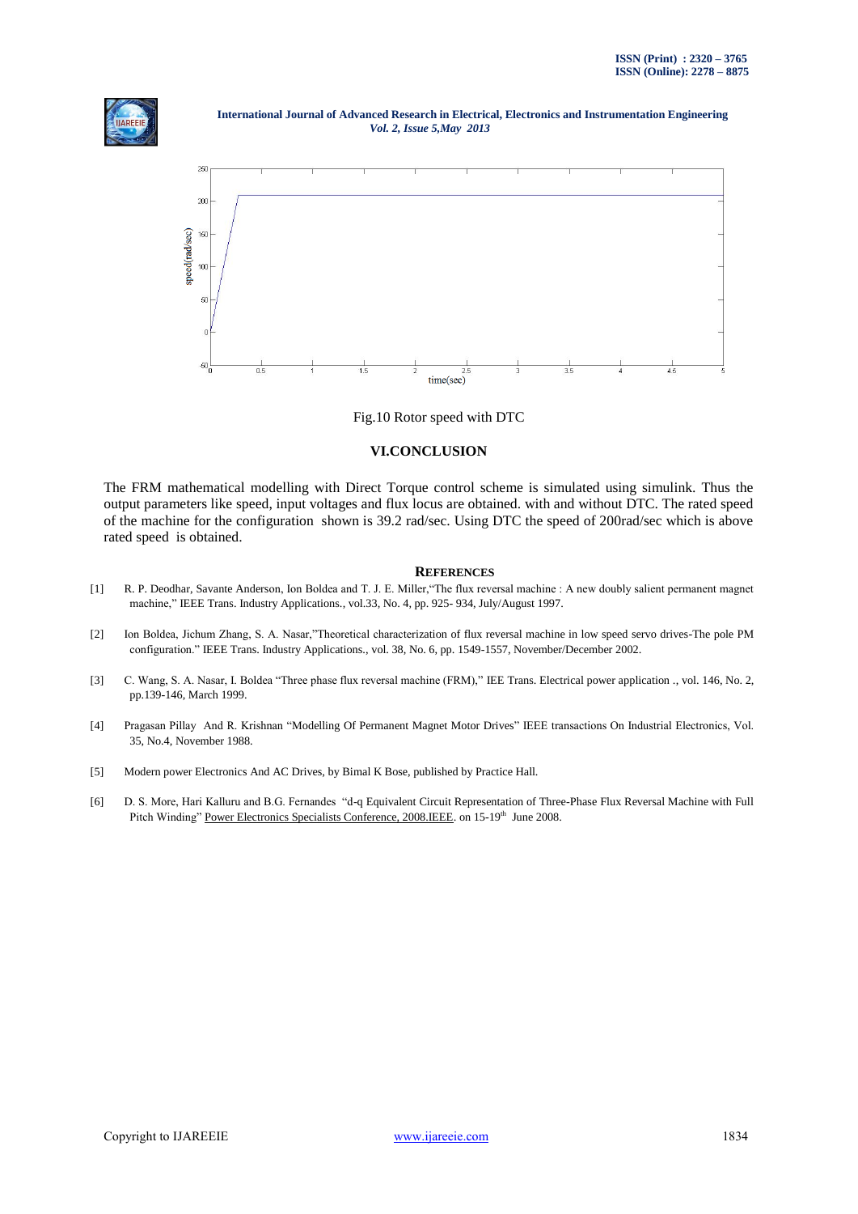speed(rad/sec)

250

200

150

100

50

0

-50

0 0.5 1 1.5 2 2.5 3 3.5 4 4.5 5

time(sec)

Fig.10 Rotor speed with DTC

## VI.CONCLUSION

The FRM mathematical modelling with Direct Torque control scheme is simulated using simulink. Thus the output parameters like speed, input voltages and flux locus are obtained. with and without DTC. The rated speed of the machine for the configuration shown is 39.2 rad/sec. Using DTC the speed of 200rad/sec which is above rated speed is obtained.

## REFERENCES

[1] R. P. Deodhar, Savante Anderson, Ion Boldea and T. J. E. Miller,"The flux reversal machine : A new doubly salient permanent magnet machine," IEEE Trans. Industry Applications., vol.33, No. 4, pp. 925- 934, July/August 1997.

[2] Ion Boldea, Jichum Zhang, S. A. Nasar,"Theoretical characterization of flux reversal machine in low speed servo drives-The pole PM configuration." IEEE Trans. Industry Applications., vol. 38, No. 6, pp. 1549-1557, November/December 2002.

[3] C. Wang, S. A. Nasar, I. Boldea "Three phase flux reversal machine (FRM)," IEE Trans. Electrical power application ., vol. 146, No. 2, pp.139-146, March 1999.

[4] Pragasan Pillay And R. Krishnan "Modelling Of Permanent Magnet Motor Drives" IEEE transactions On Industrial Electronics, Vol. 35, No.4, November 1988.

[5] Modern power Electronics And AC Drives, by Bimal K Bose, published by Practice Hall.

[6] D. S. More, Hari Kalluru and B.G. Fernandes "d-q Equivalent Circuit Representation of Three-Phase Flux Reversal Machine with Full Pitch Winding" Power Electronics Specialists Conference, 2008.IEEE. on 15-19th June 2008.